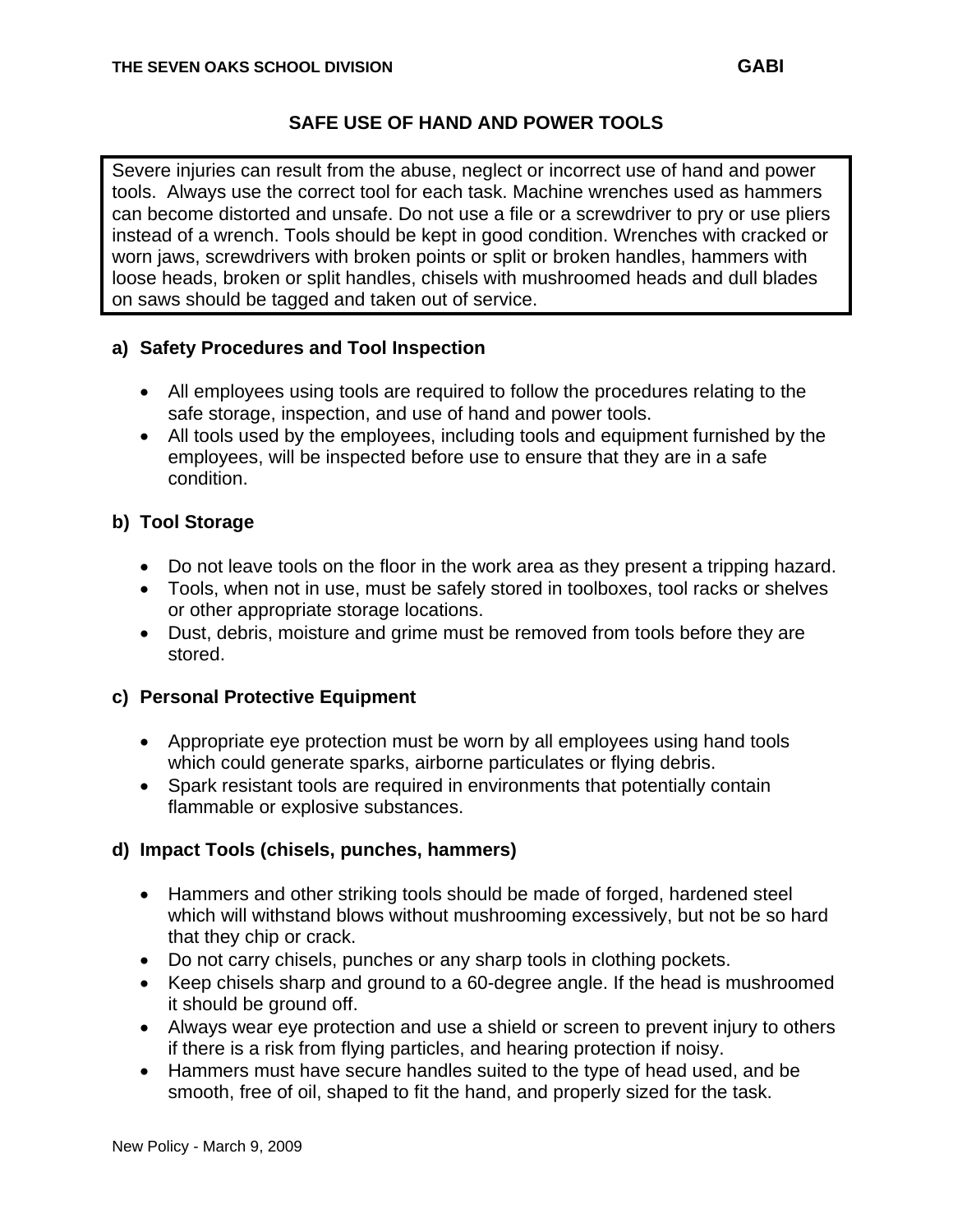THE SEVEN OAKS SCHOOL DIVISION **GABI**

# SAFE USE OF HAND AND POWER TOOLS

Severe injuries can result from the abuse, neglect or incorrect use of hand and power tools. Always use the correct tool for each task. Machine wrenches used as hammers can become distorted and unsafe. Do not use a file or a screwdriver to pry or use pliers instead of a wrench. Tools should be kept in good condition. Wrenches with cracked or worn jaws, screwdrivers with broken points or split or broken handles, hammers with loose heads, broken or split handles, chisels with mushroomed heads and dull blades on saws should be tagged and taken out of service.

## a) Safety Procedures and Tool Inspection

- All employees using tools are required to follow the procedures relating to the safe storage, inspection, and use of hand and power tools.
- All tools used by the employees, including tools and equipment furnished by the employees, will be inspected before use to ensure that they are in a safe condition.

## b) Tool Storage

- Do not leave tools on the floor in the work area as they present a tripping hazard.
- Tools, when not in use, must be safely stored in toolboxes, tool racks or shelves or other appropriate storage locations.
- Dust, debris, moisture and grime must be removed from tools before they are stored.

## c) Personal Protective Equipment

- Appropriate eye protection must be worn by all employees using hand tools which could generate sparks, airborne particulates or flying debris.
- Spark resistant tools are required in environments that potentially contain flammable or explosive substances.

## d) Impact Tools (chisels, punches, hammers)

- Hammers and other striking tools should be made of forged, hardened steel which will withstand blows without mushrooming excessively, but not be so hard that they chip or crack.
- Do not carry chisels, punches or any sharp tools in clothing pockets.
- Keep chisels sharp and ground to a 60-degree angle. If the head is mushroomed it should be ground off.
- Always wear eye protection and use a shield or screen to prevent injury to others if there is a risk from flying particles, and hearing protection if noisy.
- Hammers must have secure handles suited to the type of head used, and be smooth, free of oil, shaped to fit the hand, and properly sized for the task.

New Policy - March 9, 2009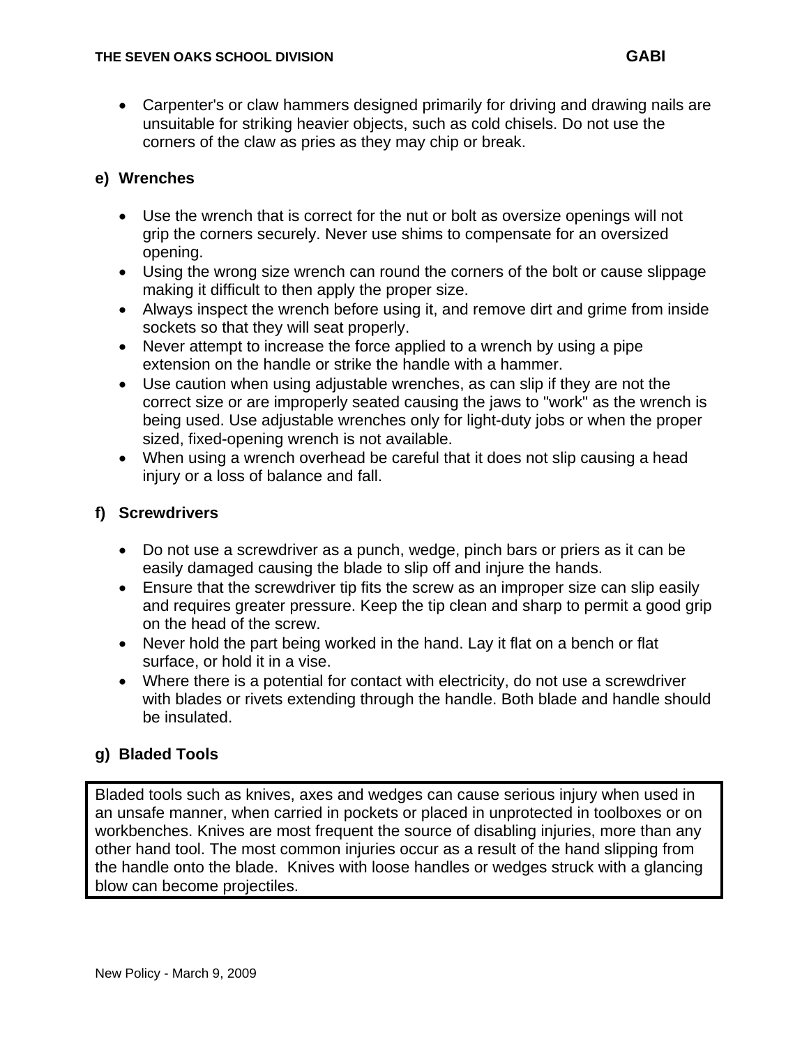- Carpenter's or claw hammers designed primarily for driving and drawing nails are unsuitable for striking heavier objects, such as cold chisels. Do not use the corners of the claw as pries as they may chip or break.

### e) Wrenches

- Use the wrench that is correct for the nut or bolt as oversize openings will not grip the corners securely. Never use shims to compensate for an oversized opening.
- Using the wrong size wrench can round the corners of the bolt or cause slippage making it difficult to then apply the proper size.
- Always inspect the wrench before using it, and remove dirt and grime from inside sockets so that they will seat properly.
- Never attempt to increase the force applied to a wrench by using a pipe extension on the handle or strike the handle with a hammer.
- Use caution when using adjustable wrenches, as can slip if they are not the correct size or are improperly seated causing the jaws to "work" as the wrench is being used. Use adjustable wrenches only for light-duty jobs or when the proper sized, fixed-opening wrench is not available.
- When using a wrench overhead be careful that it does not slip causing a head injury or a loss of balance and fall.

### f) Screwdrivers

- Do not use a screwdriver as a punch, wedge, pinch bars or priers as it can be easily damaged causing the blade to slip off and injure the hands.
- Ensure that the screwdriver tip fits the screw as an improper size can slip easily and requires greater pressure. Keep the tip clean and sharp to permit a good grip on the head of the screw.
- Never hold the part being worked in the hand. Lay it flat on a bench or flat surface, or hold it in a vise.
- Where there is a potential for contact with electricity, do not use a screwdriver with blades or rivets extending through the handle. Both blade and handle should be insulated.

### g) Bladed Tools

Bladed tools such as knives, axes and wedges can cause serious injury when used in an unsafe manner, when carried in pockets or placed in unprotected in toolboxes or on workbenches. Knives are most frequent the source of disabling injuries, more than any other hand tool. The most common injuries occur as a result of the hand slipping from the handle onto the blade. Knives with loose handles or wedges struck with a glancing blow can become projectiles.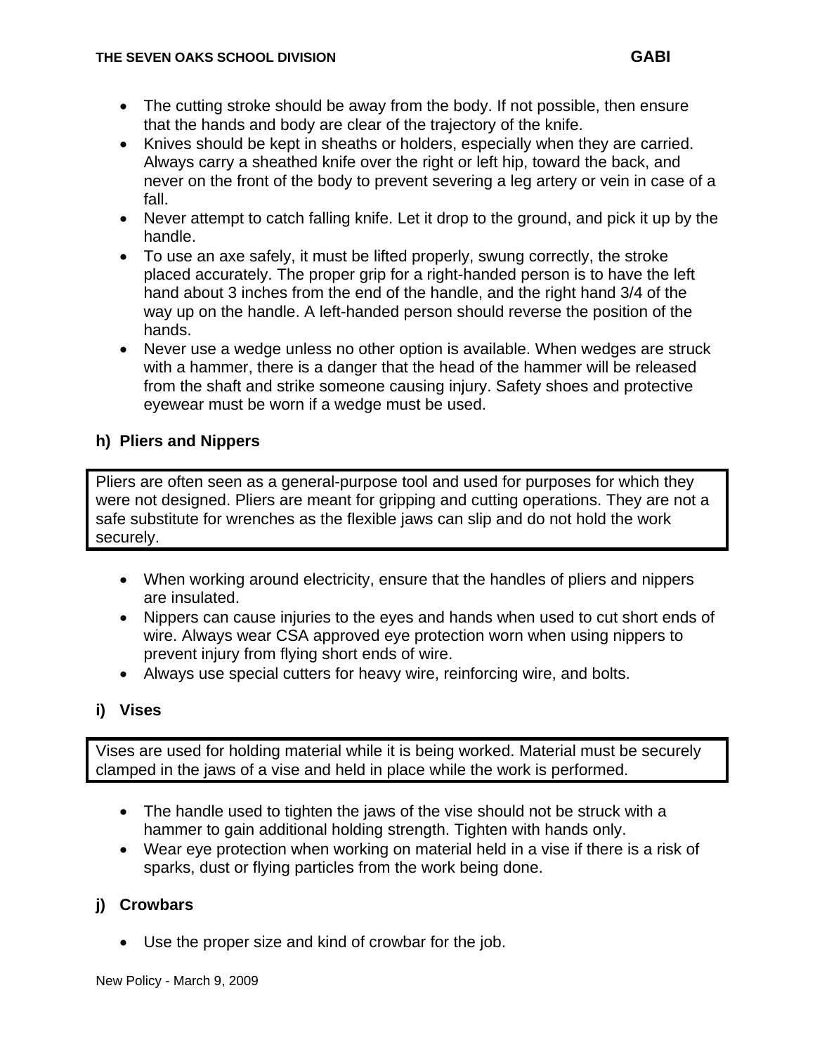- The cutting stroke should be away from the body. If not possible, then ensure that the hands and body are clear of the trajectory of the knife.
- Knives should be kept in sheaths or holders, especially when they are carried. Always carry a sheathed knife over the right or left hip, toward the back, and never on the front of the body to prevent severing a leg artery or vein in case of a fall.
- Never attempt to catch falling knife. Let it drop to the ground, and pick it up by the handle.
- To use an axe safely, it must be lifted properly, swung correctly, the stroke placed accurately. The proper grip for a right-handed person is to have the left hand about 3 inches from the end of the handle, and the right hand 3/4 of the way up on the handle. A left-handed person should reverse the position of the hands.
- Never use a wedge unless no other option is available. When wedges are struck with a hammer, there is a danger that the head of the hammer will be released from the shaft and strike someone causing injury. Safety shoes and protective eyewear must be worn if a wedge must be used.

**h) Pliers and Nippers**

Pliers are often seen as a general-purpose tool and used for purposes for which they were not designed. Pliers are meant for gripping and cutting operations. They are not a safe substitute for wrenches as the flexible jaws can slip and do not hold the work securely.

- When working around electricity, ensure that the handles of pliers and nippers are insulated.
- Nippers can cause injuries to the eyes and hands when used to cut short ends of wire. Always wear CSA approved eye protection worn when using nippers to prevent injury from flying short ends of wire.
- Always use special cutters for heavy wire, reinforcing wire, and bolts.

**i) Vises**

Vises are used for holding material while it is being worked. Material must be securely clamped in the jaws of a vise and held in place while the work is performed.

- The handle used to tighten the jaws of the vise should not be struck with a hammer to gain additional holding strength. Tighten with hands only.
- Wear eye protection when working on material held in a vise if there is a risk of sparks, dust or flying particles from the work being done.

**j) Crowbars**

- Use the proper size and kind of crowbar for the job.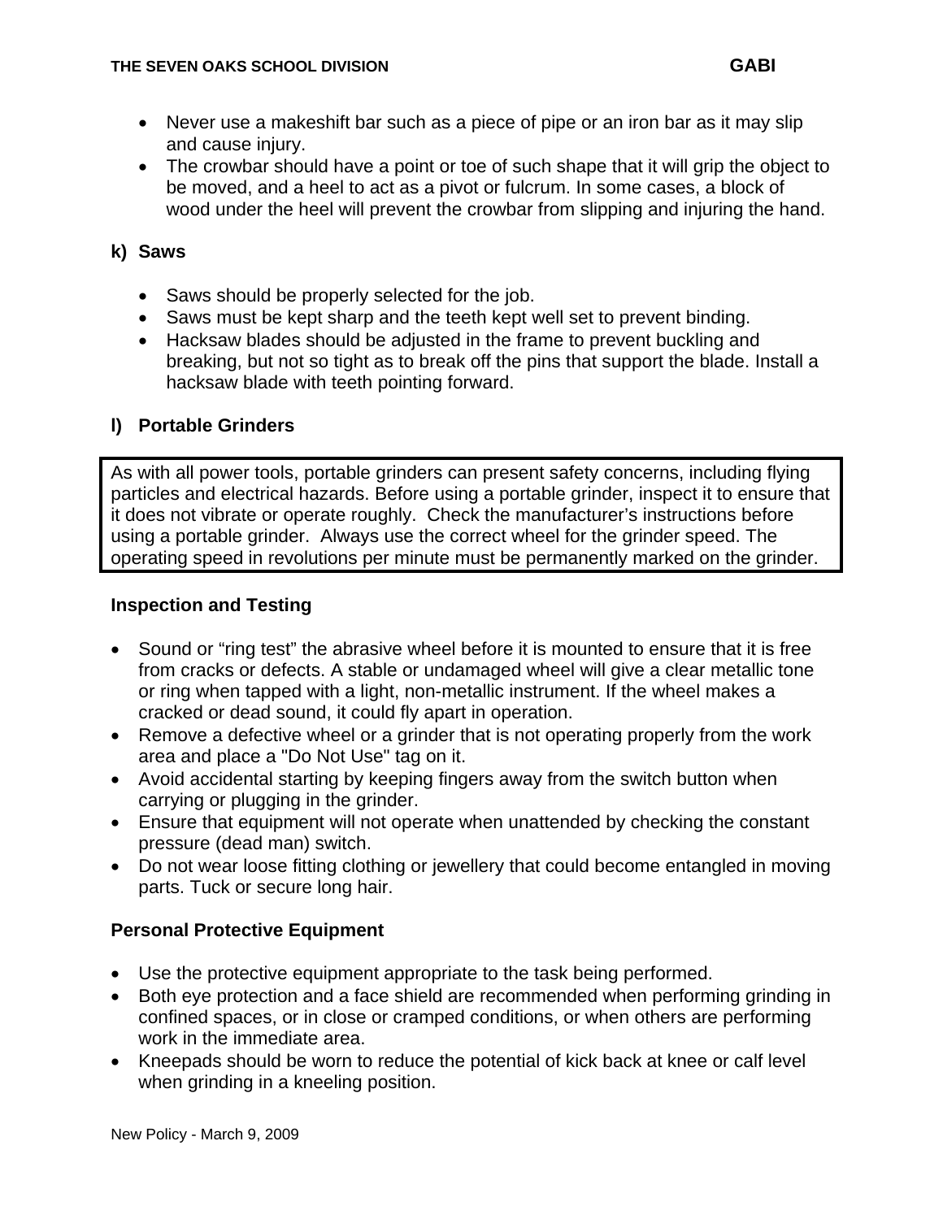- Never use a makeshift bar such as a piece of pipe or an iron bar as it may slip and cause injury.
- The crowbar should have a point or toe of such shape that it will grip the object to be moved, and a heel to act as a pivot or fulcrum. In some cases, a block of wood under the heel will prevent the crowbar from slipping and injuring the hand.

### k) Saws

- Saws should be properly selected for the job.
- Saws must be kept sharp and the teeth kept well set to prevent binding.
- Hacksaw blades should be adjusted in the frame to prevent buckling and breaking, but not so tight as to break off the pins that support the blade. Install a hacksaw blade with teeth pointing forward.

### l) Portable Grinders

As with all power tools, portable grinders can present safety concerns, including flying particles and electrical hazards. Before using a portable grinder, inspect it to ensure that it does not vibrate or operate roughly. Check the manufacturer's instructions before using a portable grinder. Always use the correct wheel for the grinder speed. The operating speed in revolutions per minute must be permanently marked on the grinder.

#### Inspection and Testing

- Sound or "ring test" the abrasive wheel before it is mounted to ensure that it is free from cracks or defects. A stable or undamaged wheel will give a clear metallic tone or ring when tapped with a light, non-metallic instrument. If the wheel makes a cracked or dead sound, it could fly apart in operation.
- Remove a defective wheel or a grinder that is not operating properly from the work area and place a "Do Not Use" tag on it.
- Avoid accidental starting by keeping fingers away from the switch button when carrying or plugging in the grinder.
- Ensure that equipment will not operate when unattended by checking the constant pressure (dead man) switch.
- Do not wear loose fitting clothing or jewellery that could become entangled in moving parts. Tuck or secure long hair.

#### Personal Protective Equipment

- Use the protective equipment appropriate to the task being performed.
- Both eye protection and a face shield are recommended when performing grinding in confined spaces, or in close or cramped conditions, or when others are performing work in the immediate area.
- Kneepads should be worn to reduce the potential of kick back at knee or calf level when grinding in a kneeling position.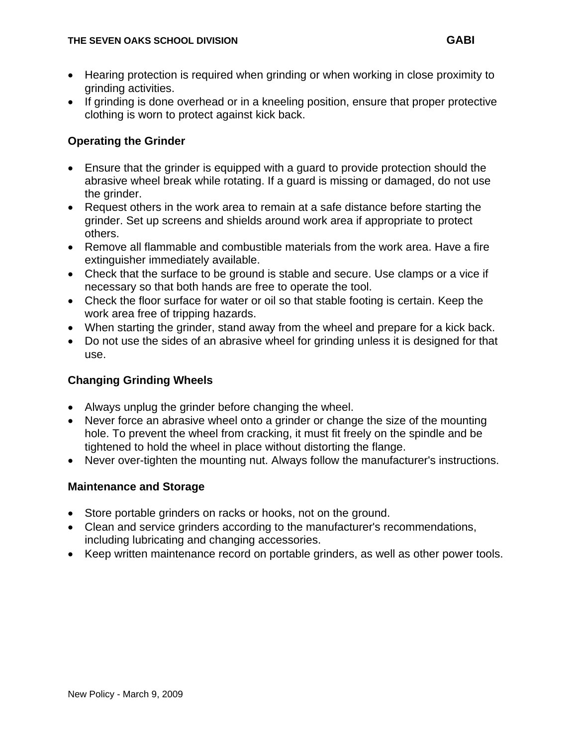- Hearing protection is required when grinding or when working in close proximity to grinding activities.
- If grinding is done overhead or in a kneeling position, ensure that proper protective clothing is worn to protect against kick back.

**Operating the Grinder**

- Ensure that the grinder is equipped with a guard to provide protection should the abrasive wheel break while rotating. If a guard is missing or damaged, do not use the grinder.
- Request others in the work area to remain at a safe distance before starting the grinder. Set up screens and shields around work area if appropriate to protect others.
- Remove all flammable and combustible materials from the work area. Have a fire extinguisher immediately available.
- Check that the surface to be ground is stable and secure. Use clamps or a vice if necessary so that both hands are free to operate the tool.
- Check the floor surface for water or oil so that stable footing is certain. Keep the work area free of tripping hazards.
- When starting the grinder, stand away from the wheel and prepare for a kick back.
- Do not use the sides of an abrasive wheel for grinding unless it is designed for that use.

**Changing Grinding Wheels**

- Always unplug the grinder before changing the wheel.
- Never force an abrasive wheel onto a grinder or change the size of the mounting hole. To prevent the wheel from cracking, it must fit freely on the spindle and be tightened to hold the wheel in place without distorting the flange.
- Never over-tighten the mounting nut. Always follow the manufacturer's instructions.

**Maintenance and Storage**

- Store portable grinders on racks or hooks, not on the ground.
- Clean and service grinders according to the manufacturer's recommendations, including lubricating and changing accessories.
- Keep written maintenance record on portable grinders, as well as other power tools.